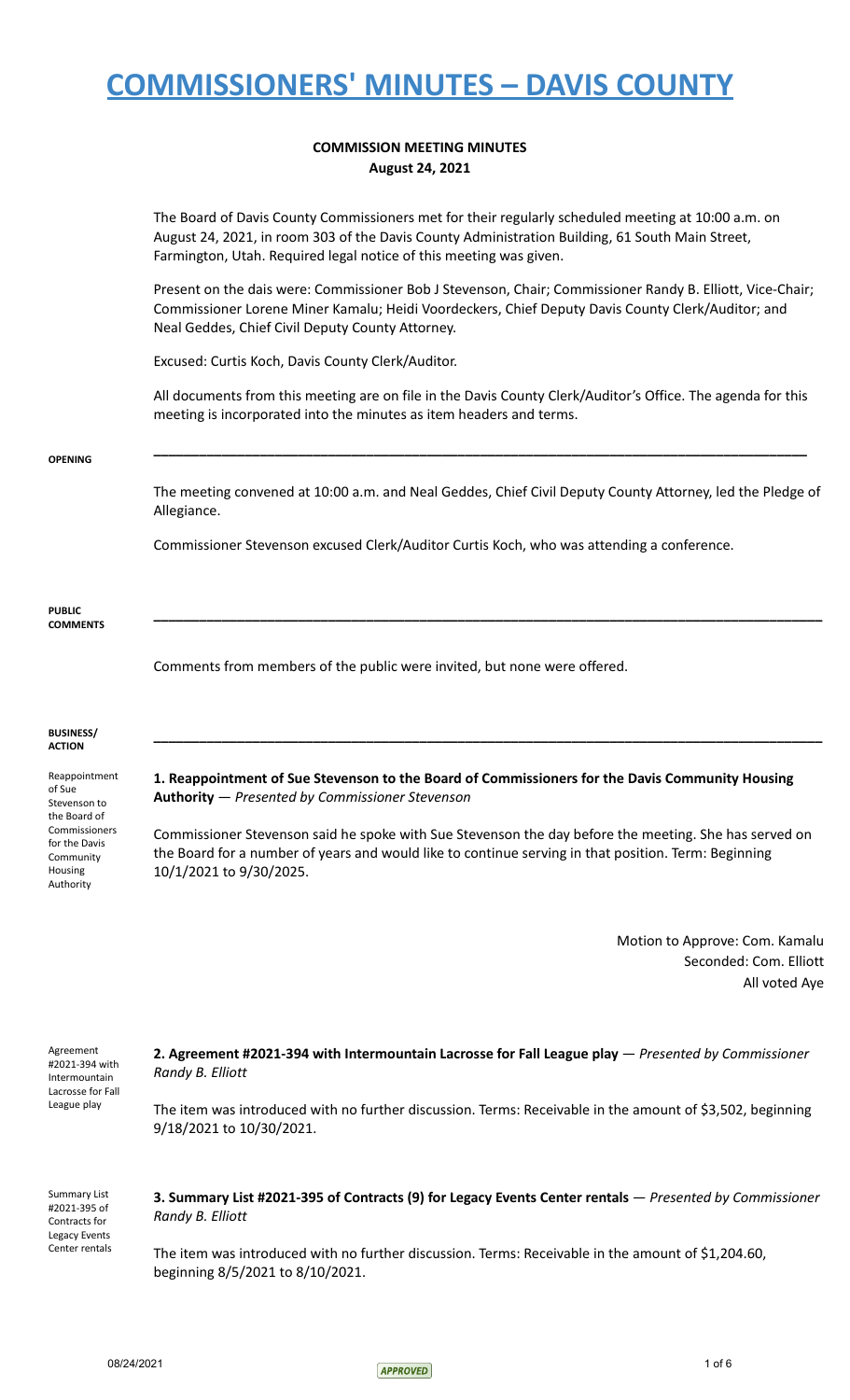# COMMISSIONERS' MINUTES – DAVIS COUNTY

**COMMISSION MEETING MINUTES**
**August 24, 2021**

The Board of Davis County Commissioners met for their regularly scheduled meeting at 10:00 a.m. on August 24, 2021, in room 303 of the Davis County Administration Building, 61 South Main Street, Farmington, Utah. Required legal notice of this meeting was given.

Present on the dais were: Commissioner Bob J Stevenson, Chair; Commissioner Randy B. Elliott, Vice-Chair; Commissioner Lorene Miner Kamalu; Heidi Voordeckers, Chief Deputy Davis County Clerk/Auditor; and Neal Geddes, Chief Civil Deputy County Attorney.

Excused: Curtis Koch, Davis County Clerk/Auditor.

All documents from this meeting are on file in the Davis County Clerk/Auditor's Office. The agenda for this meeting is incorporated into the minutes as item headers and terms.

---

**OPENING**

The meeting convened at 10:00 a.m. and Neal Geddes, Chief Civil Deputy County Attorney, led the Pledge of Allegiance.

Commissioner Stevenson excused Clerk/Auditor Curtis Koch, who was attending a conference.

---

**PUBLIC COMMENTS**

Comments from members of the public were invited, but none were offered.

---

**BUSINESS/ ACTION**

*Reappointment of Sue Stevenson to the Board of Commissioners for the Davis Community Housing Authority*

**1. Reappointment of Sue Stevenson to the Board of Commissioners for the Davis Community Housing Authority** — *Presented by Commissioner Stevenson*

Commissioner Stevenson said he spoke with Sue Stevenson the day before the meeting. She has served on the Board for a number of years and would like to continue serving in that position. Term: Beginning 10/1/2021 to 9/30/2025.

Motion to Approve: Com. Kamalu
Seconded: Com. Elliott
All voted Aye

*Agreement #2021-394 with Intermountain Lacrosse for Fall League play*

**2. Agreement #2021-394 with Intermountain Lacrosse for Fall League play** — *Presented by Commissioner Randy B. Elliott*

The item was introduced with no further discussion. Terms: Receivable in the amount of $3,502, beginning 9/18/2021 to 10/30/2021.

*Summary List #2021-395 of Contracts for Legacy Events Center rentals*

**3. Summary List #2021-395 of Contracts (9) for Legacy Events Center rentals** — *Presented by Commissioner Randy B. Elliott*

The item was introduced with no further discussion. Terms: Receivable in the amount of $1,204.60, beginning 8/5/2021 to 8/10/2021.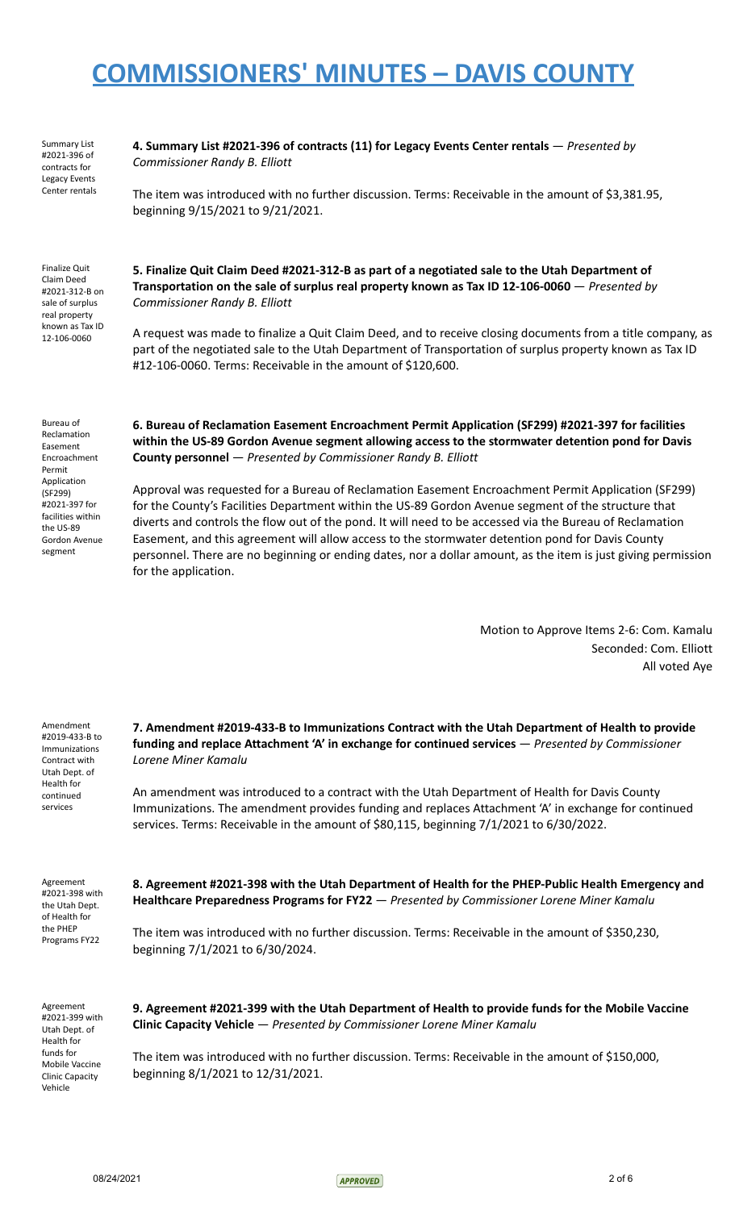# COMMISSIONERS' MINUTES – DAVIS COUNTY

Summary List #2021-396 of contracts for Legacy Events Center rentals

**4. Summary List #2021-396 of contracts (11) for Legacy Events Center rentals** — *Presented by Commissioner Randy B. Elliott*

The item was introduced with no further discussion. Terms: Receivable in the amount of $3,381.95, beginning 9/15/2021 to 9/21/2021.

Finalize Quit Claim Deed #2021-312-B on sale of surplus real property known as Tax ID 12-106-0060

**5. Finalize Quit Claim Deed #2021-312-B as part of a negotiated sale to the Utah Department of Transportation on the sale of surplus real property known as Tax ID 12-106-0060** — *Presented by Commissioner Randy B. Elliott*

A request was made to finalize a Quit Claim Deed, and to receive closing documents from a title company, as part of the negotiated sale to the Utah Department of Transportation of surplus property known as Tax ID #12-106-0060. Terms: Receivable in the amount of $120,600.

Bureau of Reclamation Easement Encroachment Permit Application (SF299) #2021-397 for facilities within the US-89 Gordon Avenue segment

**6. Bureau of Reclamation Easement Encroachment Permit Application (SF299) #2021-397 for facilities within the US-89 Gordon Avenue segment allowing access to the stormwater detention pond for Davis County personnel** — *Presented by Commissioner Randy B. Elliott*

Approval was requested for a Bureau of Reclamation Easement Encroachment Permit Application (SF299) for the County's Facilities Department within the US-89 Gordon Avenue segment of the structure that diverts and controls the flow out of the pond. It will need to be accessed via the Bureau of Reclamation Easement, and this agreement will allow access to the stormwater detention pond for Davis County personnel. There are no beginning or ending dates, nor a dollar amount, as the item is just giving permission for the application.

Motion to Approve Items 2-6: Com. Kamalu
Seconded: Com. Elliott
All voted Aye

Amendment #2019-433-B to Immunizations Contract with Utah Dept. of Health for continued services

**7. Amendment #2019-433-B to Immunizations Contract with the Utah Department of Health to provide funding and replace Attachment 'A' in exchange for continued services** — *Presented by Commissioner Lorene Miner Kamalu*

An amendment was introduced to a contract with the Utah Department of Health for Davis County Immunizations. The amendment provides funding and replaces Attachment 'A' in exchange for continued services. Terms: Receivable in the amount of $80,115, beginning 7/1/2021 to 6/30/2022.

Agreement #2021-398 with the Utah Dept. of Health for the PHEP Programs FY22

**8. Agreement #2021-398 with the Utah Department of Health for the PHEP-Public Health Emergency and Healthcare Preparedness Programs for FY22** — *Presented by Commissioner Lorene Miner Kamalu*

The item was introduced with no further discussion. Terms: Receivable in the amount of $350,230, beginning 7/1/2021 to 6/30/2024.

Agreement #2021-399 with Utah Dept. of Health for funds for Mobile Vaccine Clinic Capacity Vehicle

**9. Agreement #2021-399 with the Utah Department of Health to provide funds for the Mobile Vaccine Clinic Capacity Vehicle** — *Presented by Commissioner Lorene Miner Kamalu*

The item was introduced with no further discussion. Terms: Receivable in the amount of $150,000, beginning 8/1/2021 to 12/31/2021.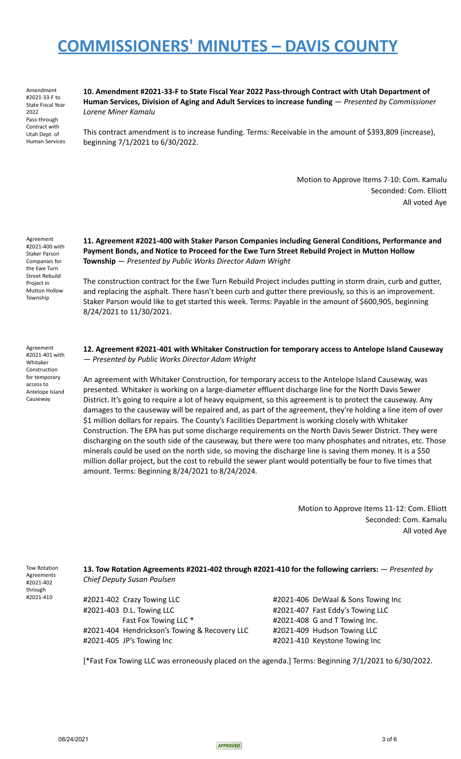# COMMISSIONERS' MINUTES – DAVIS COUNTY

Amendment #2021-33-F to State Fiscal Year 2022 Pass-through Contract with Utah Dept. of Human Services

**10. Amendment #2021-33-F to State Fiscal Year 2022 Pass-through Contract with Utah Department of Human Services, Division of Aging and Adult Services to increase funding** — *Presented by Commissioner Lorene Miner Kamalu*

This contract amendment is to increase funding. Terms: Receivable in the amount of $393,809 (increase), beginning 7/1/2021 to 6/30/2022.

Motion to Approve Items 7-10: Com. Kamalu
Seconded: Com. Elliott
All voted Aye

Agreement #2021-400 with Staker Parson Companies for the Ewe Turn Street Rebuild Project in Mutton Hollow Township

**11. Agreement #2021-400 with Staker Parson Companies including General Conditions, Performance and Payment Bonds, and Notice to Proceed for the Ewe Turn Street Rebuild Project in Mutton Hollow Township** — *Presented by Public Works Director Adam Wright*

The construction contract for the Ewe Turn Rebuild Project includes putting in storm drain, curb and gutter, and replacing the asphalt. There hasn't been curb and gutter there previously, so this is an improvement. Staker Parson would like to get started this week. Terms: Payable in the amount of $600,905, beginning 8/24/2021 to 11/30/2021.

Agreement #2021-401 with Whitaker Construction for temporary access to Antelope Island Causeway

**12. Agreement #2021-401 with Whitaker Construction for temporary access to Antelope Island Causeway** — *Presented by Public Works Director Adam Wright*

An agreement with Whitaker Construction, for temporary access to the Antelope Island Causeway, was presented. Whitaker is working on a large-diameter effluent discharge line for the North Davis Sewer District. It's going to require a lot of heavy equipment, so this agreement is to protect the causeway. Any damages to the causeway will be repaired and, as part of the agreement, they're holding a line item of over $1 million dollars for repairs. The County's Facilities Department is working closely with Whitaker Construction. The EPA has put some discharge requirements on the North Davis Sewer District. They were discharging on the south side of the causeway, but there were too many phosphates and nitrates, etc. Those minerals could be used on the north side, so moving the discharge line is saving them money. It is a $50 million dollar project, but the cost to rebuild the sewer plant would potentially be four to five times that amount. Terms: Beginning 8/24/2021 to 8/24/2024.

Motion to Approve Items 11-12: Com. Elliott
Seconded: Com. Kamalu
All voted Aye

Tow Rotation Agreements #2021-402 through #2021-410

**13. Tow Rotation Agreements #2021-402 through #2021-410 for the following carriers:** — *Presented by Chief Deputy Susan Poulsen*

#2021-402 Crazy Towing LLC
#2021-403 D.L. Towing LLC
Fast Fox Towing LLC *
#2021-404 Hendrickson's Towing & Recovery LLC
#2021-405 JP's Towing Inc
#2021-406 DeWaal & Sons Towing Inc
#2021-407 Fast Eddy's Towing LLC
#2021-408 G and T Towing Inc.
#2021-409 Hudson Towing LLC
#2021-410 Keystone Towing Inc

[*Fast Fox Towing LLC was erroneously placed on the agenda.] Terms: Beginning 7/1/2021 to 6/30/2022.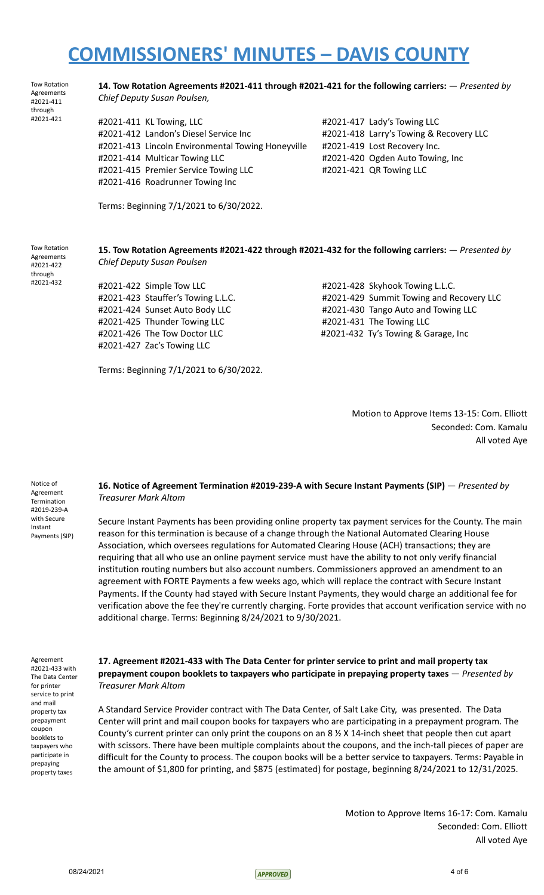# COMMISSIONERS' MINUTES – DAVIS COUNTY

Tow Rotation Agreements #2021-411 through #2021-421

**14. Tow Rotation Agreements #2021-411 through #2021-421 for the following carriers:** — *Presented by Chief Deputy Susan Poulsen,*

#2021-411 KL Towing, LLC
#2021-412 Landon's Diesel Service Inc
#2021-413 Lincoln Environmental Towing Honeyville
#2021-414 Multicar Towing LLC
#2021-415 Premier Service Towing LLC
#2021-416 Roadrunner Towing Inc
#2021-417 Lady's Towing LLC
#2021-418 Larry's Towing & Recovery LLC
#2021-419 Lost Recovery Inc.
#2021-420 Ogden Auto Towing, Inc
#2021-421 QR Towing LLC

Terms: Beginning 7/1/2021 to 6/30/2022.

Tow Rotation Agreements #2021-422 through #2021-432

**15. Tow Rotation Agreements #2021-422 through #2021-432 for the following carriers:** — *Presented by Chief Deputy Susan Poulsen*

#2021-422 Simple Tow LLC
#2021-423 Stauffer's Towing L.L.C.
#2021-424 Sunset Auto Body LLC
#2021-425 Thunder Towing LLC
#2021-426 The Tow Doctor LLC
#2021-427 Zac's Towing LLC
#2021-428 Skyhook Towing L.L.C.
#2021-429 Summit Towing and Recovery LLC
#2021-430 Tango Auto and Towing LLC
#2021-431 The Towing LLC
#2021-432 Ty's Towing & Garage, Inc

Terms: Beginning 7/1/2021 to 6/30/2022.

Motion to Approve Items 13-15: Com. Elliott
Seconded: Com. Kamalu
All voted Aye

Notice of Agreement Termination #2019-239-A with Secure Instant Payments (SIP)

**16. Notice of Agreement Termination #2019-239-A with Secure Instant Payments (SIP)** — *Presented by Treasurer Mark Altom*

Secure Instant Payments has been providing online property tax payment services for the County. The main reason for this termination is because of a change through the National Automated Clearing House Association, which oversees regulations for Automated Clearing House (ACH) transactions; they are requiring that all who use an online payment service must have the ability to not only verify financial institution routing numbers but also account numbers. Commissioners approved an amendment to an agreement with FORTE Payments a few weeks ago, which will replace the contract with Secure Instant Payments. If the County had stayed with Secure Instant Payments, they would charge an additional fee for verification above the fee they're currently charging. Forte provides that account verification service with no additional charge. Terms: Beginning 8/24/2021 to 9/30/2021.

Agreement #2021-433 with The Data Center for printer service to print and mail property tax prepayment coupon booklets to taxpayers who participate in prepaying property taxes

**17. Agreement #2021-433 with The Data Center for printer service to print and mail property tax prepayment coupon booklets to taxpayers who participate in prepaying property taxes** — *Presented by Treasurer Mark Altom*

A Standard Service Provider contract with The Data Center, of Salt Lake City, was presented. The Data Center will print and mail coupon books for taxpayers who are participating in a prepayment program. The County's current printer can only print the coupons on an 8 ½ X 14-inch sheet that people then cut apart with scissors. There have been multiple complaints about the coupons, and the inch-tall pieces of paper are difficult for the County to process. The coupon books will be a better service to taxpayers. Terms: Payable in the amount of $1,800 for printing, and $875 (estimated) for postage, beginning 8/24/2021 to 12/31/2025.

Motion to Approve Items 16-17: Com. Kamalu
Seconded: Com. Elliott
All voted Aye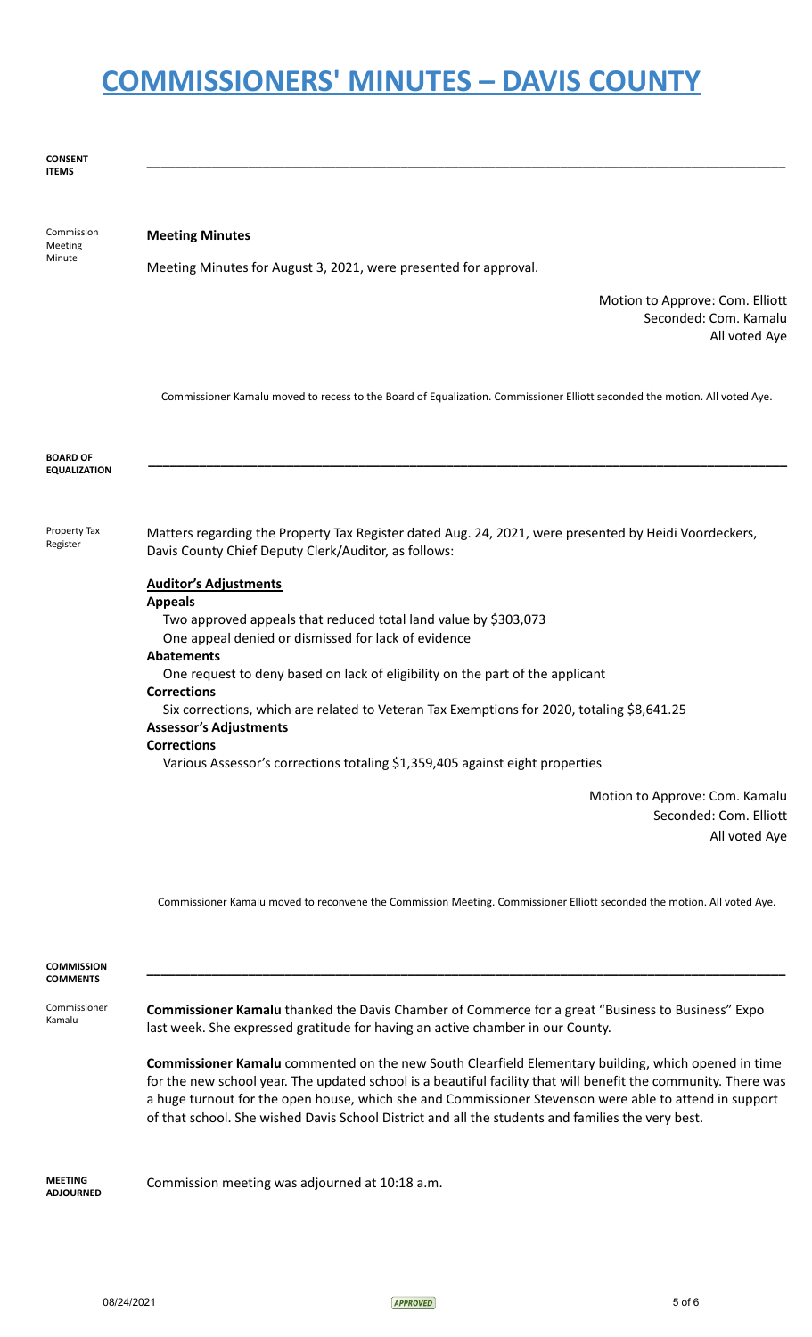# COMMISSIONERS' MINUTES – DAVIS COUNTY

**CONSENT ITEMS**

---

Commission Meeting Minute

**Meeting Minutes**

Meeting Minutes for August 3, 2021, were presented for approval.

Motion to Approve: Com. Elliott
Seconded: Com. Kamalu
All voted Aye

Commissioner Kamalu moved to recess to the Board of Equalization. Commissioner Elliott seconded the motion. All voted Aye.

**BOARD OF EQUALIZATION**

---

Property Tax Register

Matters regarding the Property Tax Register dated Aug. 24, 2021, were presented by Heidi Voordeckers, Davis County Chief Deputy Clerk/Auditor, as follows:

**Auditor's Adjustments**

**Appeals**

Two approved appeals that reduced total land value by $303,073
One appeal denied or dismissed for lack of evidence

**Abatements**

One request to deny based on lack of eligibility on the part of the applicant

**Corrections**

Six corrections, which are related to Veteran Tax Exemptions for 2020, totaling $8,641.25

**Assessor's Adjustments**

**Corrections**

Various Assessor's corrections totaling $1,359,405 against eight properties

Motion to Approve: Com. Kamalu
Seconded: Com. Elliott
All voted Aye

Commissioner Kamalu moved to reconvene the Commission Meeting. Commissioner Elliott seconded the motion. All voted Aye.

**COMMISSION COMMENTS**

---

Commissioner Kamalu

**Commissioner Kamalu** thanked the Davis Chamber of Commerce for a great "Business to Business" Expo last week. She expressed gratitude for having an active chamber in our County.

**Commissioner Kamalu** commented on the new South Clearfield Elementary building, which opened in time for the new school year. The updated school is a beautiful facility that will benefit the community. There was a huge turnout for the open house, which she and Commissioner Stevenson were able to attend in support of that school. She wished Davis School District and all the students and families the very best.

**MEETING ADJOURNED**

Commission meeting was adjourned at 10:18 a.m.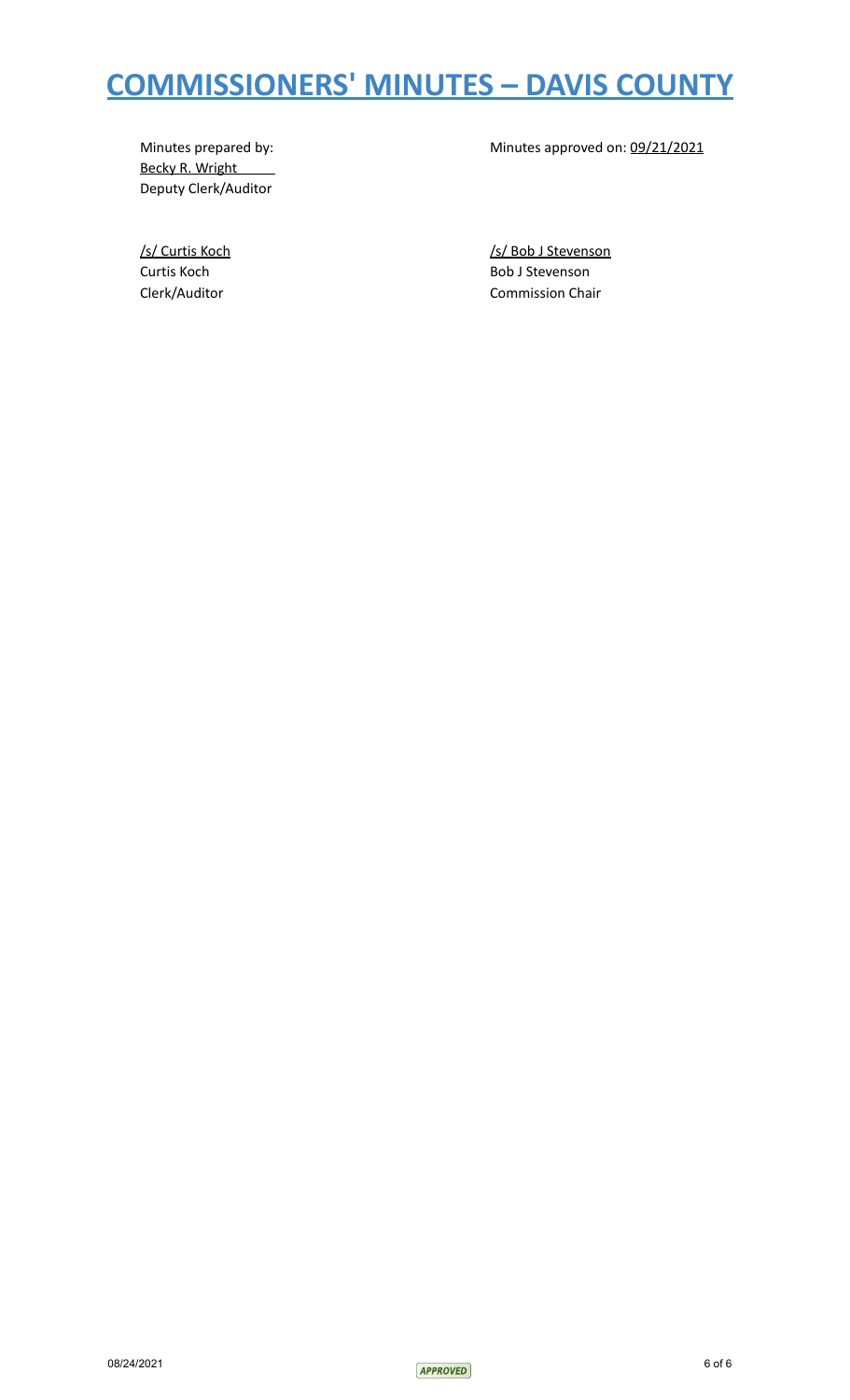# COMMISSIONERS' MINUTES – DAVIS COUNTY

Minutes prepared by:
Becky R. Wright
Deputy Clerk/Auditor

Minutes approved on: 09/21/2021

/s/ Curtis Koch
Curtis Koch
Clerk/Auditor

/s/ Bob J Stevenson
Bob J Stevenson
Commission Chair